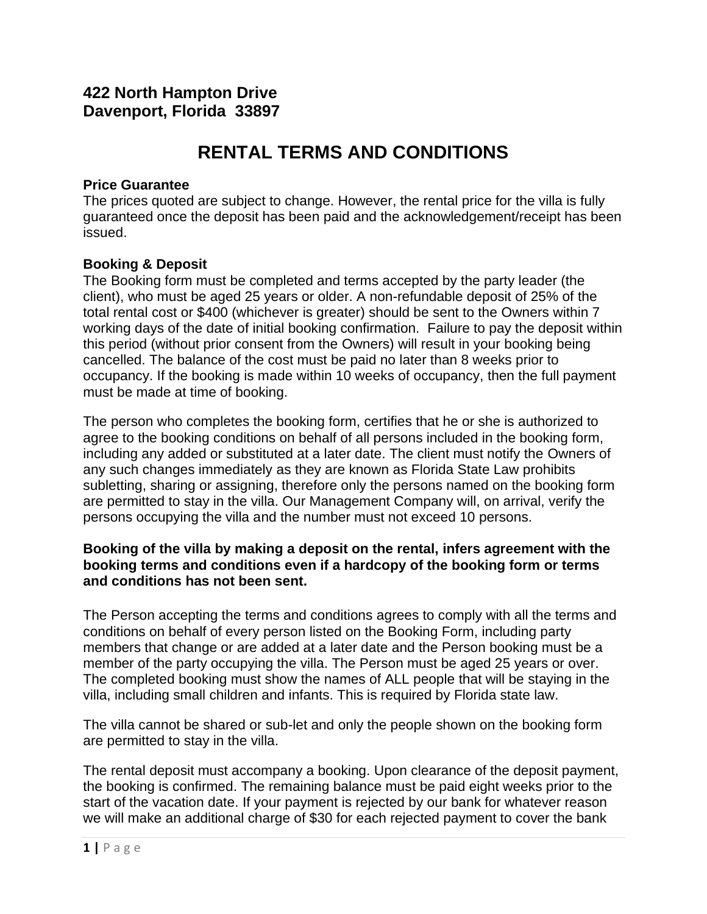**422 North Hampton Drive**
**Davenport, Florida 33897**

# RENTAL TERMS AND CONDITIONS

**Price Guarantee**

The prices quoted are subject to change. However, the rental price for the villa is fully guaranteed once the deposit has been paid and the acknowledgement/receipt has been issued.

**Booking & Deposit**

The Booking form must be completed and terms accepted by the party leader (the client), who must be aged 25 years or older. A non-refundable deposit of 25% of the total rental cost or $400 (whichever is greater) should be sent to the Owners within 7 working days of the date of initial booking confirmation. Failure to pay the deposit within this period (without prior consent from the Owners) will result in your booking being cancelled. The balance of the cost must be paid no later than 8 weeks prior to occupancy. If the booking is made within 10 weeks of occupancy, then the full payment must be made at time of booking.

The person who completes the booking form, certifies that he or she is authorized to agree to the booking conditions on behalf of all persons included in the booking form, including any added or substituted at a later date. The client must notify the Owners of any such changes immediately as they are known as Florida State Law prohibits subletting, sharing or assigning, therefore only the persons named on the booking form are permitted to stay in the villa. Our Management Company will, on arrival, verify the persons occupying the villa and the number must not exceed 10 persons.

**Booking of the villa by making a deposit on the rental, infers agreement with the booking terms and conditions even if a hardcopy of the booking form or terms and conditions has not been sent.**

The Person accepting the terms and conditions agrees to comply with all the terms and conditions on behalf of every person listed on the Booking Form, including party members that change or are added at a later date and the Person booking must be a member of the party occupying the villa. The Person must be aged 25 years or over. The completed booking must show the names of ALL people that will be staying in the villa, including small children and infants. This is required by Florida state law.

The villa cannot be shared or sub-let and only the people shown on the booking form are permitted to stay in the villa.

The rental deposit must accompany a booking. Upon clearance of the deposit payment, the booking is confirmed. The remaining balance must be paid eight weeks prior to the start of the vacation date. If your payment is rejected by our bank for whatever reason we will make an additional charge of $30 for each rejected payment to cover the bank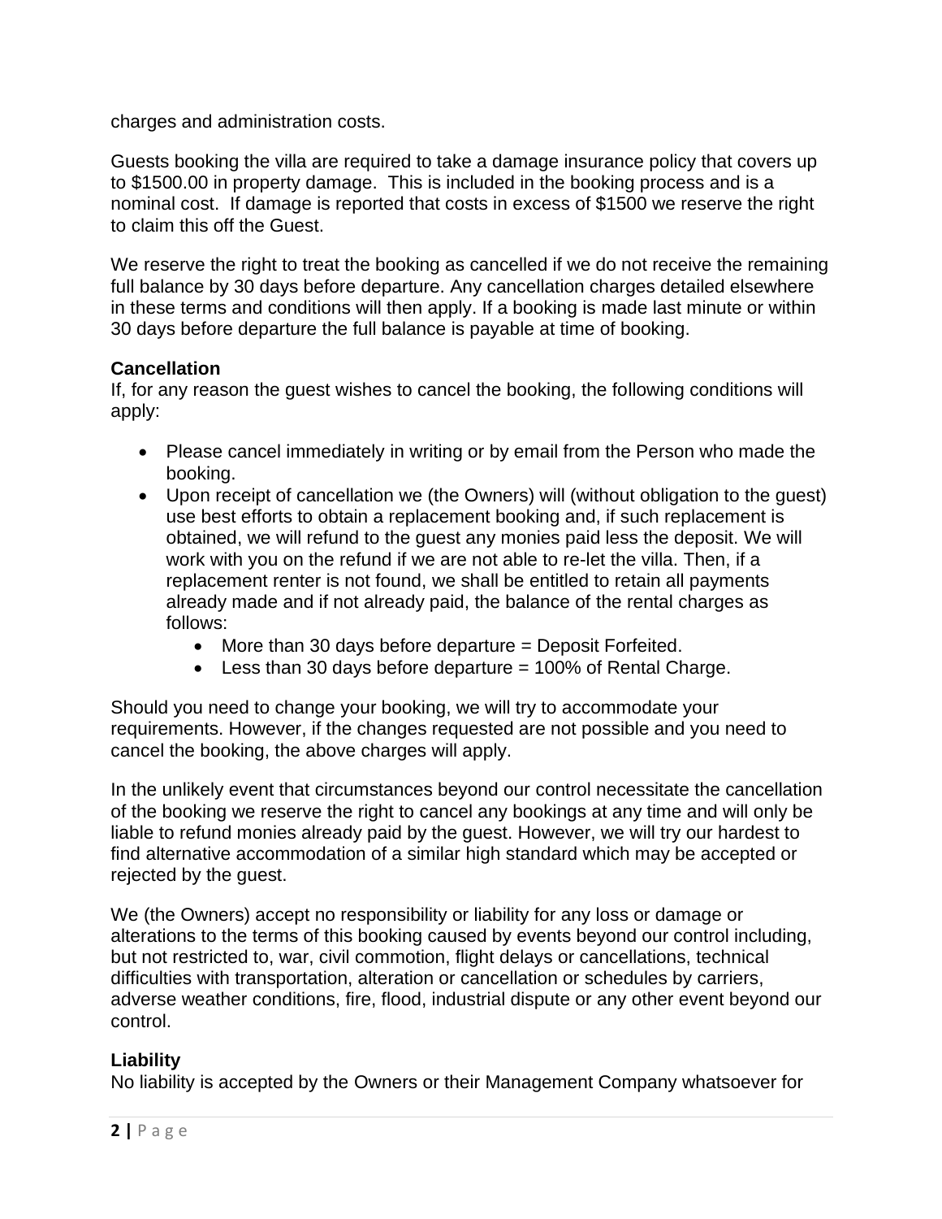charges and administration costs.

Guests booking the villa are required to take a damage insurance policy that covers up to $1500.00 in property damage. This is included in the booking process and is a nominal cost. If damage is reported that costs in excess of $1500 we reserve the right to claim this off the Guest.

We reserve the right to treat the booking as cancelled if we do not receive the remaining full balance by 30 days before departure. Any cancellation charges detailed elsewhere in these terms and conditions will then apply. If a booking is made last minute or within 30 days before departure the full balance is payable at time of booking.

**Cancellation**
If, for any reason the guest wishes to cancel the booking, the following conditions will apply:

- Please cancel immediately in writing or by email from the Person who made the booking.
- Upon receipt of cancellation we (the Owners) will (without obligation to the guest) use best efforts to obtain a replacement booking and, if such replacement is obtained, we will refund to the guest any monies paid less the deposit. We will work with you on the refund if we are not able to re-let the villa. Then, if a replacement renter is not found, we shall be entitled to retain all payments already made and if not already paid, the balance of the rental charges as follows:
  - More than 30 days before departure = Deposit Forfeited.
  - Less than 30 days before departure = 100% of Rental Charge.

Should you need to change your booking, we will try to accommodate your requirements. However, if the changes requested are not possible and you need to cancel the booking, the above charges will apply.

In the unlikely event that circumstances beyond our control necessitate the cancellation of the booking we reserve the right to cancel any bookings at any time and will only be liable to refund monies already paid by the guest. However, we will try our hardest to find alternative accommodation of a similar high standard which may be accepted or rejected by the guest.

We (the Owners) accept no responsibility or liability for any loss or damage or alterations to the terms of this booking caused by events beyond our control including, but not restricted to, war, civil commotion, flight delays or cancellations, technical difficulties with transportation, alteration or cancellation or schedules by carriers, adverse weather conditions, fire, flood, industrial dispute or any other event beyond our control.

**Liability**
No liability is accepted by the Owners or their Management Company whatsoever for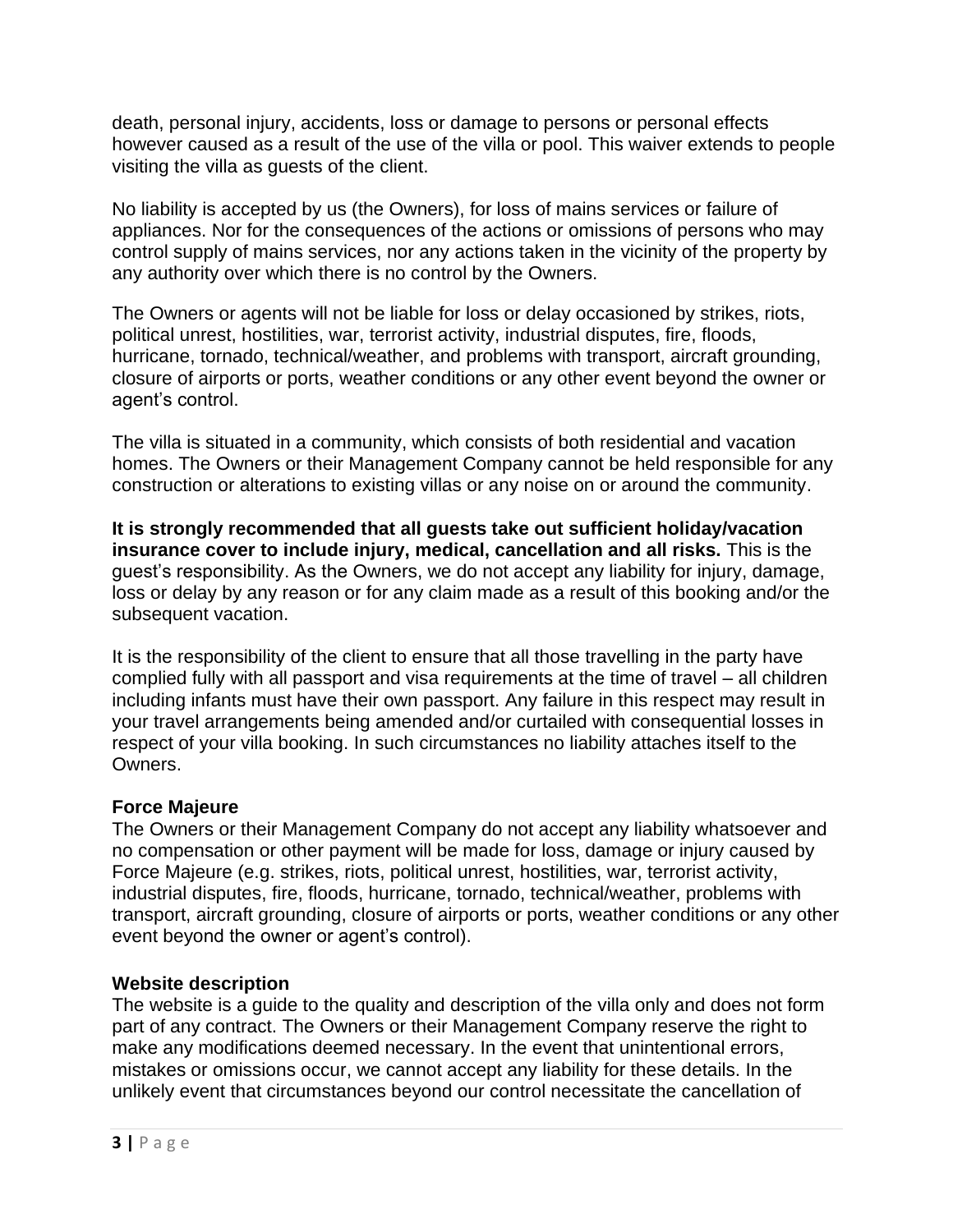death, personal injury, accidents, loss or damage to persons or personal effects however caused as a result of the use of the villa or pool. This waiver extends to people visiting the villa as guests of the client.

No liability is accepted by us (the Owners), for loss of mains services or failure of appliances. Nor for the consequences of the actions or omissions of persons who may control supply of mains services, nor any actions taken in the vicinity of the property by any authority over which there is no control by the Owners.

The Owners or agents will not be liable for loss or delay occasioned by strikes, riots, political unrest, hostilities, war, terrorist activity, industrial disputes, fire, floods, hurricane, tornado, technical/weather, and problems with transport, aircraft grounding, closure of airports or ports, weather conditions or any other event beyond the owner or agent's control.

The villa is situated in a community, which consists of both residential and vacation homes. The Owners or their Management Company cannot be held responsible for any construction or alterations to existing villas or any noise on or around the community.

**It is strongly recommended that all guests take out sufficient holiday/vacation insurance cover to include injury, medical, cancellation and all risks.** This is the guest's responsibility. As the Owners, we do not accept any liability for injury, damage, loss or delay by any reason or for any claim made as a result of this booking and/or the subsequent vacation.

It is the responsibility of the client to ensure that all those travelling in the party have complied fully with all passport and visa requirements at the time of travel – all children including infants must have their own passport. Any failure in this respect may result in your travel arrangements being amended and/or curtailed with consequential losses in respect of your villa booking. In such circumstances no liability attaches itself to the Owners.

**Force Majeure**

The Owners or their Management Company do not accept any liability whatsoever and no compensation or other payment will be made for loss, damage or injury caused by Force Majeure (e.g. strikes, riots, political unrest, hostilities, war, terrorist activity, industrial disputes, fire, floods, hurricane, tornado, technical/weather, problems with transport, aircraft grounding, closure of airports or ports, weather conditions or any other event beyond the owner or agent's control).

**Website description**

The website is a guide to the quality and description of the villa only and does not form part of any contract. The Owners or their Management Company reserve the right to make any modifications deemed necessary. In the event that unintentional errors, mistakes or omissions occur, we cannot accept any liability for these details. In the unlikely event that circumstances beyond our control necessitate the cancellation of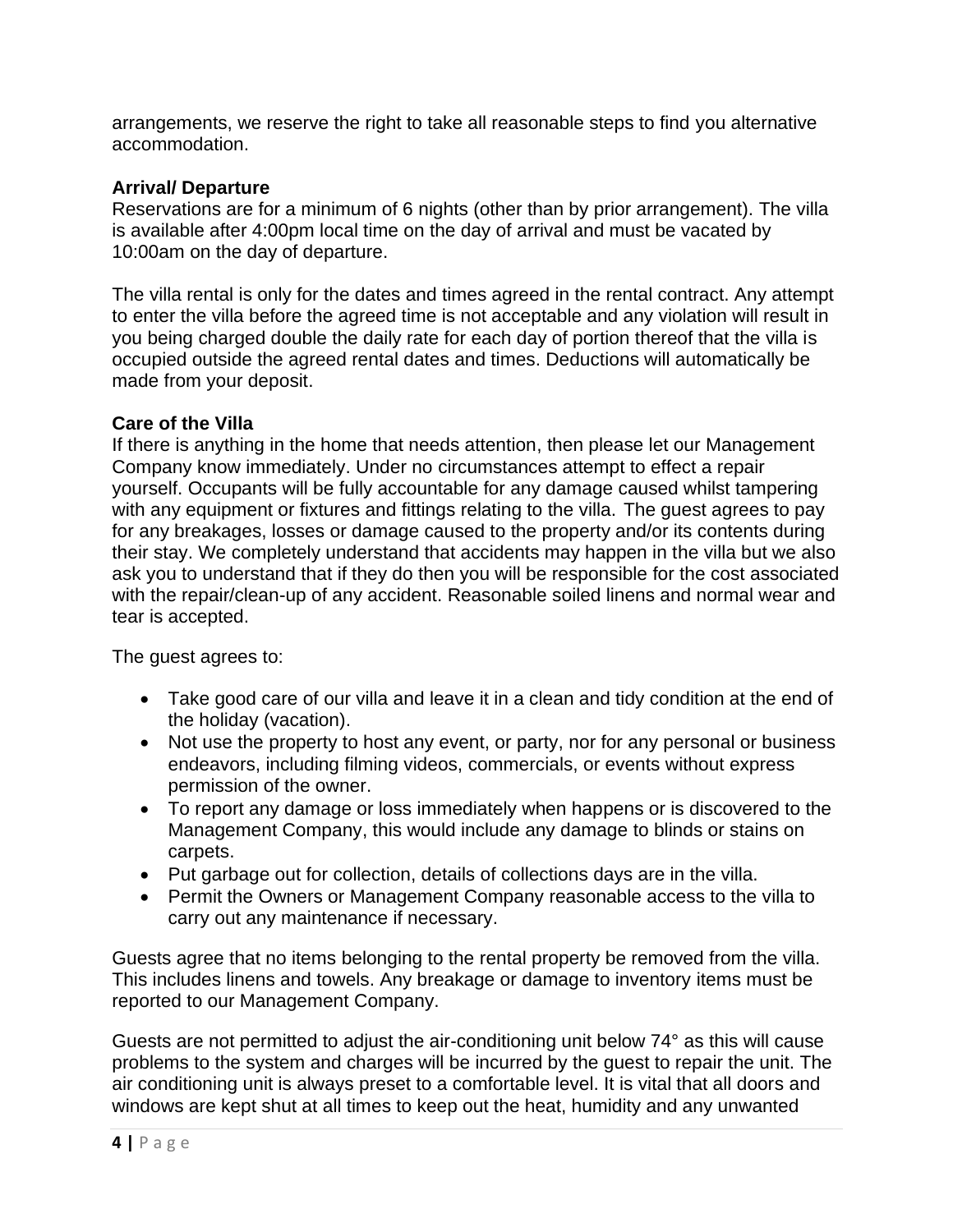arrangements, we reserve the right to take all reasonable steps to find you alternative accommodation.

**Arrival/ Departure**

Reservations are for a minimum of 6 nights (other than by prior arrangement). The villa is available after 4:00pm local time on the day of arrival and must be vacated by 10:00am on the day of departure.

The villa rental is only for the dates and times agreed in the rental contract. Any attempt to enter the villa before the agreed time is not acceptable and any violation will result in you being charged double the daily rate for each day of portion thereof that the villa is occupied outside the agreed rental dates and times. Deductions will automatically be made from your deposit.

**Care of the Villa**

If there is anything in the home that needs attention, then please let our Management Company know immediately. Under no circumstances attempt to effect a repair yourself. Occupants will be fully accountable for any damage caused whilst tampering with any equipment or fixtures and fittings relating to the villa. The guest agrees to pay for any breakages, losses or damage caused to the property and/or its contents during their stay. We completely understand that accidents may happen in the villa but we also ask you to understand that if they do then you will be responsible for the cost associated with the repair/clean-up of any accident. Reasonable soiled linens and normal wear and tear is accepted.

The guest agrees to:

- Take good care of our villa and leave it in a clean and tidy condition at the end of the holiday (vacation).
- Not use the property to host any event, or party, nor for any personal or business endeavors, including filming videos, commercials, or events without express permission of the owner.
- To report any damage or loss immediately when happens or is discovered to the Management Company, this would include any damage to blinds or stains on carpets.
- Put garbage out for collection, details of collections days are in the villa.
- Permit the Owners or Management Company reasonable access to the villa to carry out any maintenance if necessary.

Guests agree that no items belonging to the rental property be removed from the villa. This includes linens and towels. Any breakage or damage to inventory items must be reported to our Management Company.

Guests are not permitted to adjust the air-conditioning unit below 74° as this will cause problems to the system and charges will be incurred by the guest to repair the unit. The air conditioning unit is always preset to a comfortable level. It is vital that all doors and windows are kept shut at all times to keep out the heat, humidity and any unwanted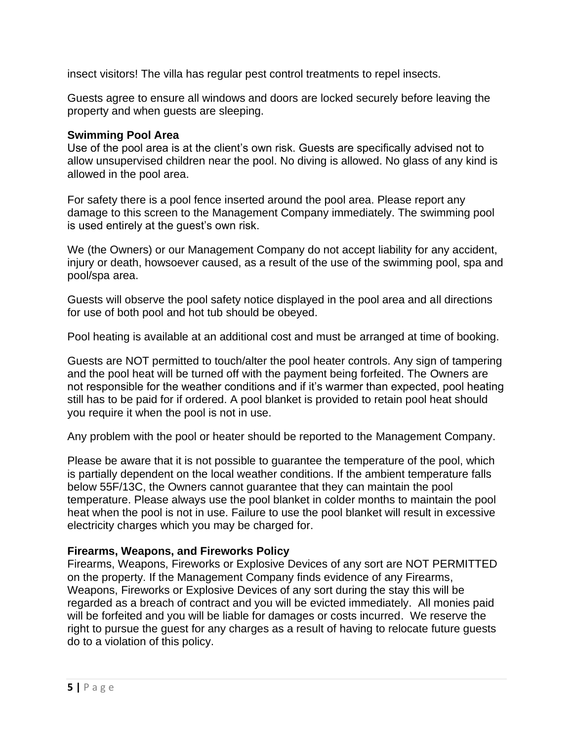insect visitors! The villa has regular pest control treatments to repel insects.

Guests agree to ensure all windows and doors are locked securely before leaving the property and when guests are sleeping.

**Swimming Pool Area**

Use of the pool area is at the client's own risk. Guests are specifically advised not to allow unsupervised children near the pool. No diving is allowed. No glass of any kind is allowed in the pool area.

For safety there is a pool fence inserted around the pool area. Please report any damage to this screen to the Management Company immediately. The swimming pool is used entirely at the guest's own risk.

We (the Owners) or our Management Company do not accept liability for any accident, injury or death, howsoever caused, as a result of the use of the swimming pool, spa and pool/spa area.

Guests will observe the pool safety notice displayed in the pool area and all directions for use of both pool and hot tub should be obeyed.

Pool heating is available at an additional cost and must be arranged at time of booking.

Guests are NOT permitted to touch/alter the pool heater controls. Any sign of tampering and the pool heat will be turned off with the payment being forfeited. The Owners are not responsible for the weather conditions and if it's warmer than expected, pool heating still has to be paid for if ordered. A pool blanket is provided to retain pool heat should you require it when the pool is not in use.

Any problem with the pool or heater should be reported to the Management Company.

Please be aware that it is not possible to guarantee the temperature of the pool, which is partially dependent on the local weather conditions. If the ambient temperature falls below 55F/13C, the Owners cannot guarantee that they can maintain the pool temperature. Please always use the pool blanket in colder months to maintain the pool heat when the pool is not in use. Failure to use the pool blanket will result in excessive electricity charges which you may be charged for.

**Firearms, Weapons, and Fireworks Policy**

Firearms, Weapons, Fireworks or Explosive Devices of any sort are NOT PERMITTED on the property. If the Management Company finds evidence of any Firearms, Weapons, Fireworks or Explosive Devices of any sort during the stay this will be regarded as a breach of contract and you will be evicted immediately. All monies paid will be forfeited and you will be liable for damages or costs incurred. We reserve the right to pursue the guest for any charges as a result of having to relocate future guests do to a violation of this policy.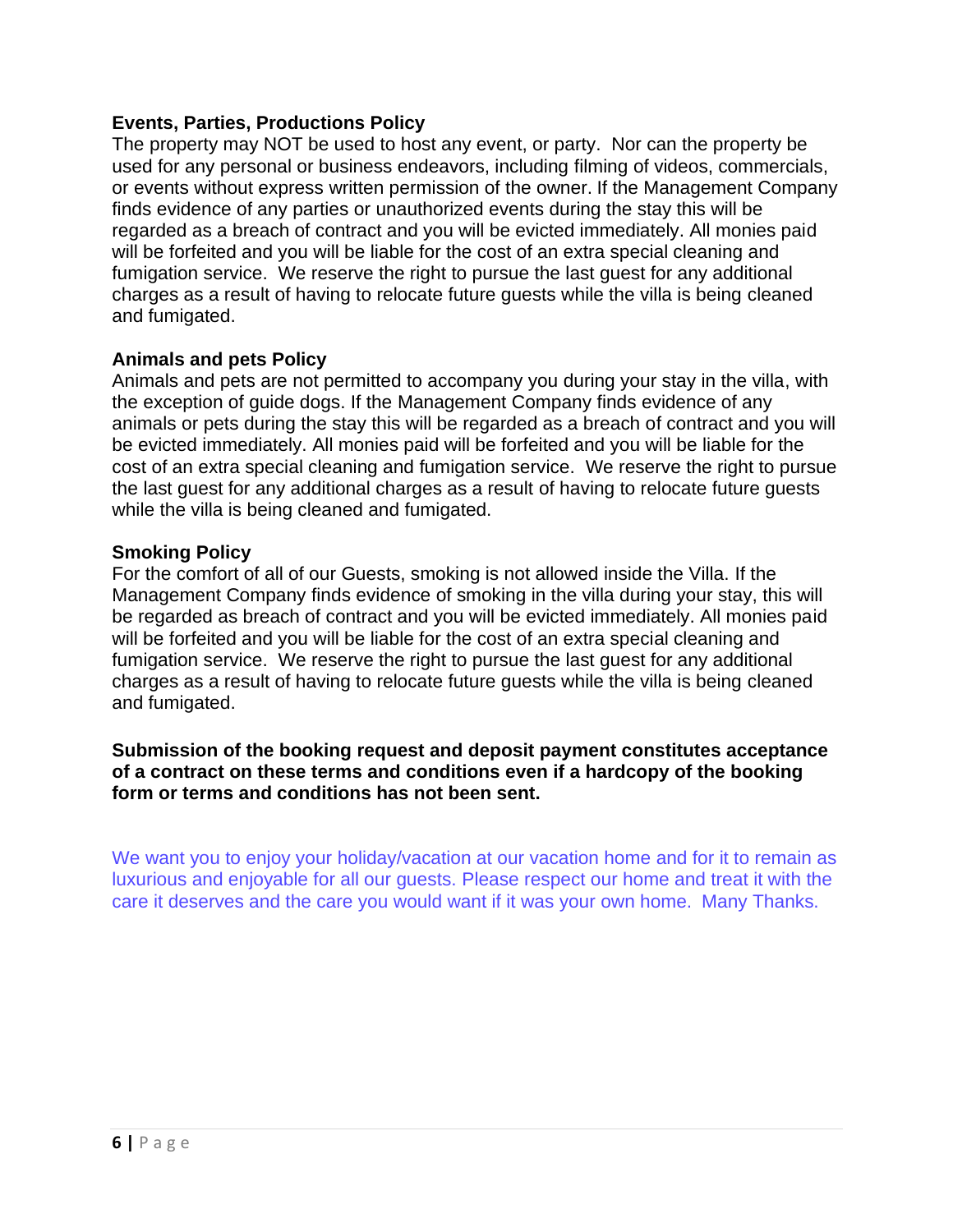**Events, Parties, Productions Policy**

The property may NOT be used to host any event, or party. Nor can the property be used for any personal or business endeavors, including filming of videos, commercials, or events without express written permission of the owner. If the Management Company finds evidence of any parties or unauthorized events during the stay this will be regarded as a breach of contract and you will be evicted immediately. All monies paid will be forfeited and you will be liable for the cost of an extra special cleaning and fumigation service. We reserve the right to pursue the last guest for any additional charges as a result of having to relocate future guests while the villa is being cleaned and fumigated.

**Animals and pets Policy**

Animals and pets are not permitted to accompany you during your stay in the villa, with the exception of guide dogs. If the Management Company finds evidence of any animals or pets during the stay this will be regarded as a breach of contract and you will be evicted immediately. All monies paid will be forfeited and you will be liable for the cost of an extra special cleaning and fumigation service. We reserve the right to pursue the last guest for any additional charges as a result of having to relocate future guests while the villa is being cleaned and fumigated.

**Smoking Policy**

For the comfort of all of our Guests, smoking is not allowed inside the Villa. If the Management Company finds evidence of smoking in the villa during your stay, this will be regarded as breach of contract and you will be evicted immediately. All monies paid will be forfeited and you will be liable for the cost of an extra special cleaning and fumigation service. We reserve the right to pursue the last guest for any additional charges as a result of having to relocate future guests while the villa is being cleaned and fumigated.

**Submission of the booking request and deposit payment constitutes acceptance of a contract on these terms and conditions even if a hardcopy of the booking form or terms and conditions has not been sent.**

We want you to enjoy your holiday/vacation at our vacation home and for it to remain as luxurious and enjoyable for all our guests. Please respect our home and treat it with the care it deserves and the care you would want if it was your own home. Many Thanks.